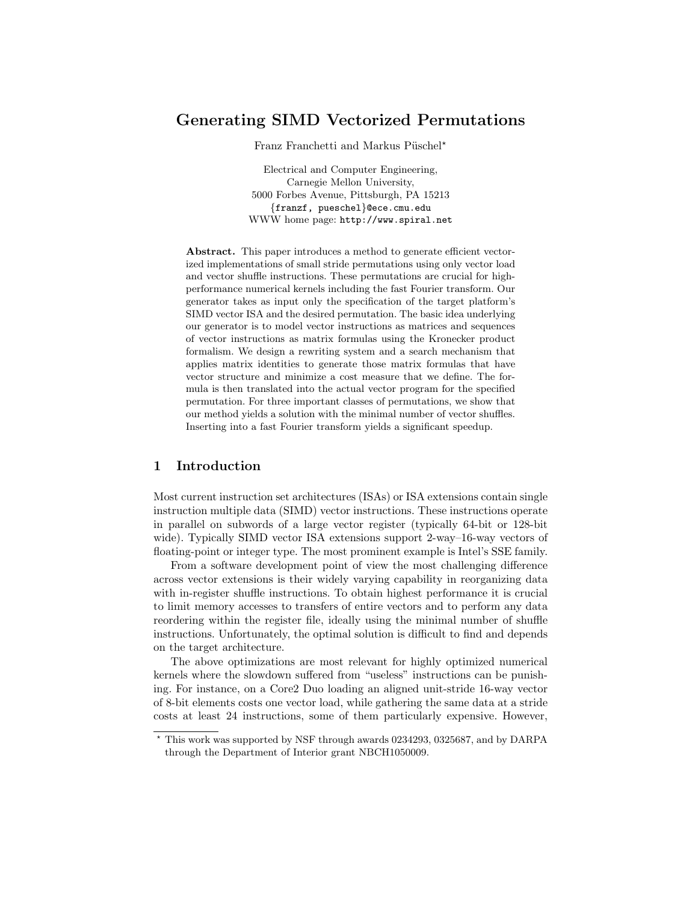# Generating SIMD Vectorized Permutations

Franz Franchetti and Markus Püschel*

Electrical and Computer Engineering,
Carnegie Mellon University,
5000 Forbes Avenue, Pittsburgh, PA 15213
{franzf, pueschel}@ece.cmu.edu
WWW home page: http://www.spiral.net

**Abstract.** This paper introduces a method to generate efficient vectorized implementations of small stride permutations using only vector load and vector shuffle instructions. These permutations are crucial for high-performance numerical kernels including the fast Fourier transform. Our generator takes as input only the specification of the target platform's SIMD vector ISA and the desired permutation. The basic idea underlying our generator is to model vector instructions as matrices and sequences of vector instructions as matrix formulas using the Kronecker product formalism. We design a rewriting system and a search mechanism that applies matrix identities to generate those matrix formulas that have vector structure and minimize a cost measure that we define. The formula is then translated into the actual vector program for the specified permutation. For three important classes of permutations, we show that our method yields a solution with the minimal number of vector shuffles. Inserting into a fast Fourier transform yields a significant speedup.

## 1 Introduction

Most current instruction set architectures (ISAs) or ISA extensions contain single instruction multiple data (SIMD) vector instructions. These instructions operate in parallel on subwords of a large vector register (typically 64-bit or 128-bit wide). Typically SIMD vector ISA extensions support 2-way–16-way vectors of floating-point or integer type. The most prominent example is Intel's SSE family.

From a software development point of view the most challenging difference across vector extensions is their widely varying capability in reorganizing data with in-register shuffle instructions. To obtain highest performance it is crucial to limit memory accesses to transfers of entire vectors and to perform any data reordering within the register file, ideally using the minimal number of shuffle instructions. Unfortunately, the optimal solution is difficult to find and depends on the target architecture.

The above optimizations are most relevant for highly optimized numerical kernels where the slowdown suffered from "useless" instructions can be punishing. For instance, on a Core2 Duo loading an aligned unit-stride 16-way vector of 8-bit elements costs one vector load, while gathering the same data at a stride costs at least 24 instructions, some of them particularly expensive. However,

* This work was supported by NSF through awards 0234293, 0325687, and by DARPA through the Department of Interior grant NBCH1050009.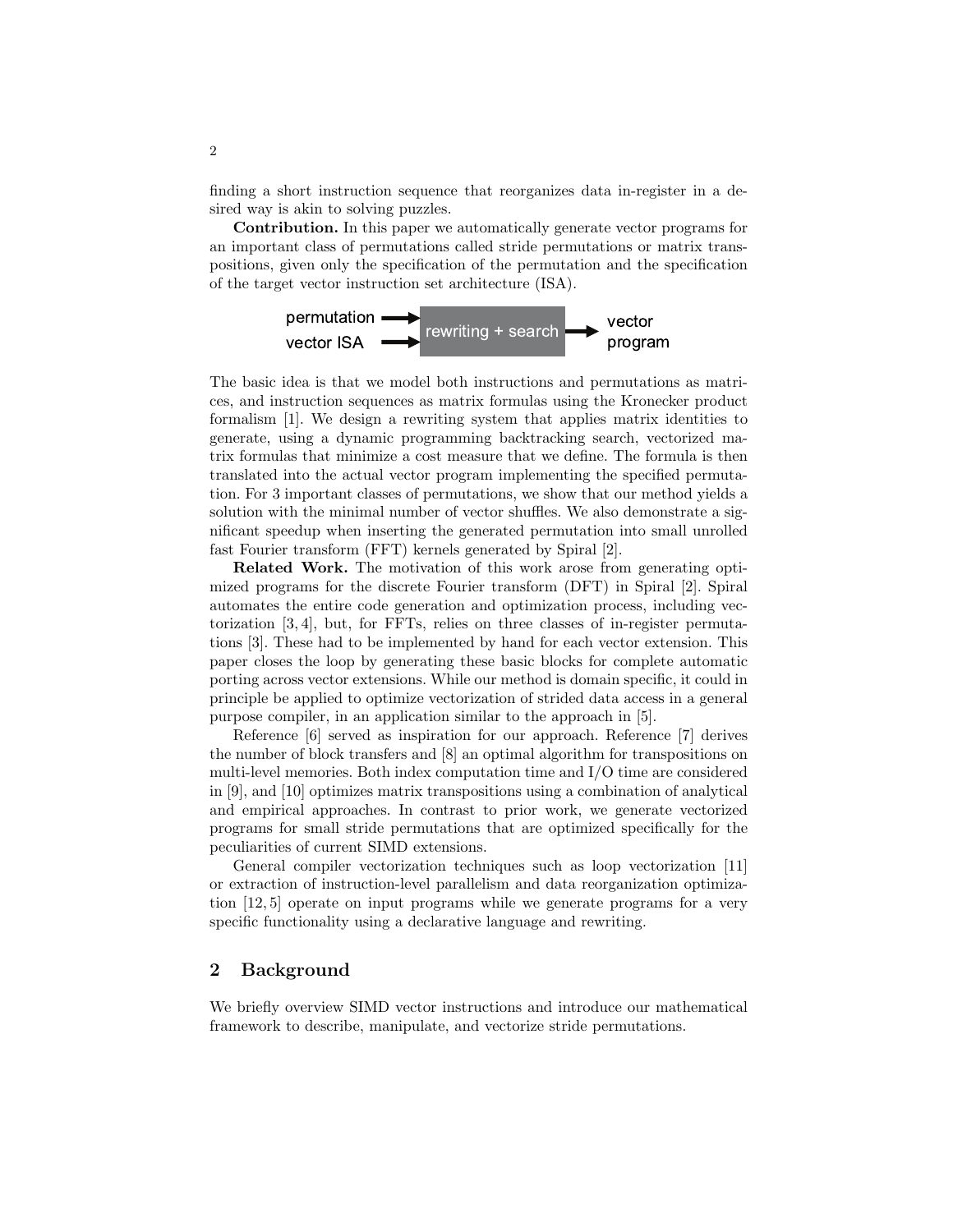finding a short instruction sequence that reorganizes data in-register in a desired way is akin to solving puzzles.

**Contribution.** In this paper we automatically generate vector programs for an important class of permutations called stride permutations or matrix transpositions, given only the specification of the permutation and the specification of the target vector instruction set architecture (ISA).

permutation → rewriting + search → vector program
vector ISA →

The basic idea is that we model both instructions and permutations as matrices, and instruction sequences as matrix formulas using the Kronecker product formalism [1]. We design a rewriting system that applies matrix identities to generate, using a dynamic programming backtracking search, vectorized matrix formulas that minimize a cost measure that we define. The formula is then translated into the actual vector program implementing the specified permutation. For 3 important classes of permutations, we show that our method yields a solution with the minimal number of vector shuffles. We also demonstrate a significant speedup when inserting the generated permutation into small unrolled fast Fourier transform (FFT) kernels generated by Spiral [2].

**Related Work.** The motivation of this work arose from generating optimized programs for the discrete Fourier transform (DFT) in Spiral [2]. Spiral automates the entire code generation and optimization process, including vectorization [3, 4], but, for FFTs, relies on three classes of in-register permutations [3]. These had to be implemented by hand for each vector extension. This paper closes the loop by generating these basic blocks for complete automatic porting across vector extensions. While our method is domain specific, it could in principle be applied to optimize vectorization of strided data access in a general purpose compiler, in an application similar to the approach in [5].

Reference [6] served as inspiration for our approach. Reference [7] derives the number of block transfers and [8] an optimal algorithm for transpositions on multi-level memories. Both index computation time and I/O time are considered in [9], and [10] optimizes matrix transpositions using a combination of analytical and empirical approaches. In contrast to prior work, we generate vectorized programs for small stride permutations that are optimized specifically for the peculiarities of current SIMD extensions.

General compiler vectorization techniques such as loop vectorization [11] or extraction of instruction-level parallelism and data reorganization optimization [12, 5] operate on input programs while we generate programs for a very specific functionality using a declarative language and rewriting.

## 2 Background

We briefly overview SIMD vector instructions and introduce our mathematical framework to describe, manipulate, and vectorize stride permutations.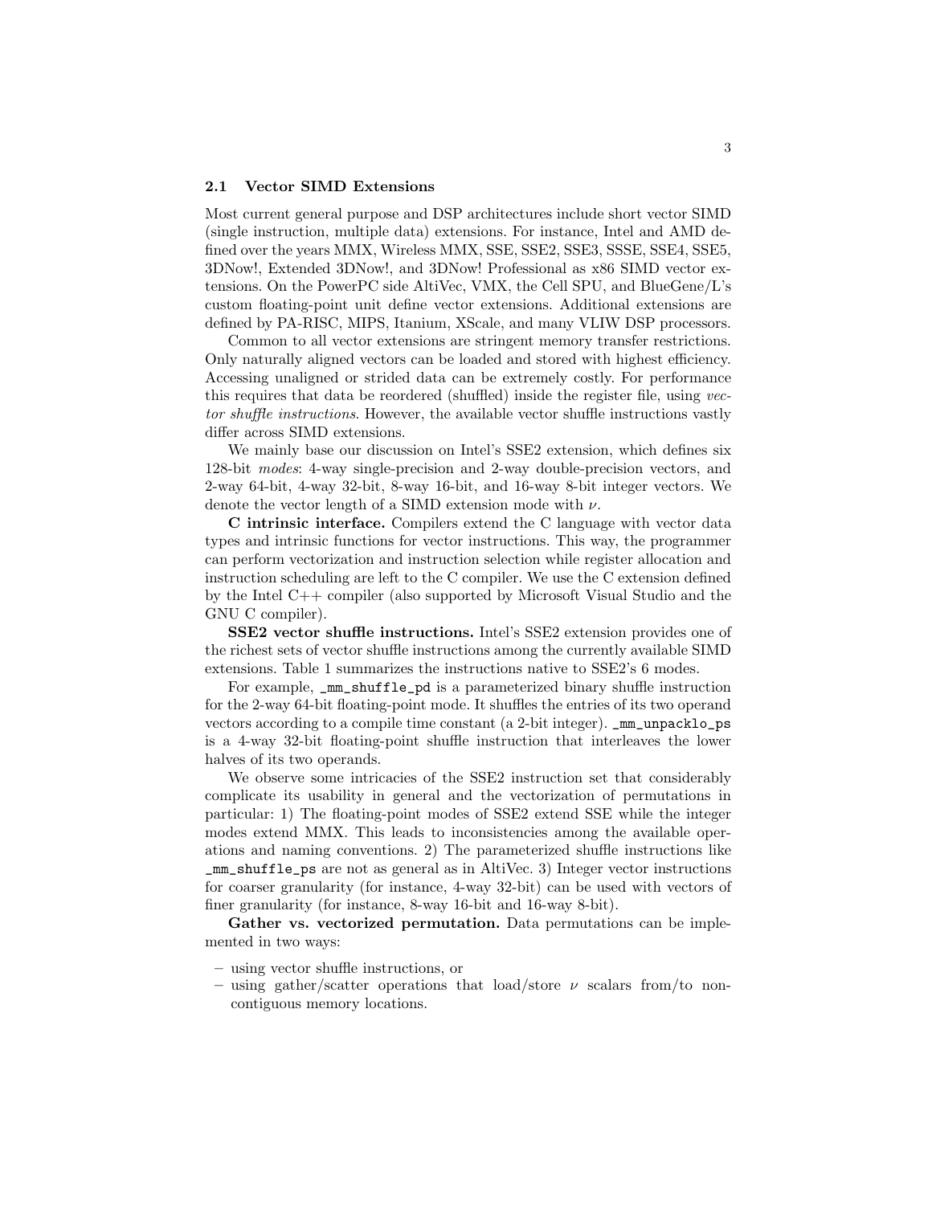### 2.1 Vector SIMD Extensions

Most current general purpose and DSP architectures include short vector SIMD (single instruction, multiple data) extensions. For instance, Intel and AMD defined over the years MMX, Wireless MMX, SSE, SSE2, SSE3, SSSE, SSE4, SSE5, 3DNow!, Extended 3DNow!, and 3DNow! Professional as x86 SIMD vector extensions. On the PowerPC side AltiVec, VMX, the Cell SPU, and BlueGene/L's custom floating-point unit define vector extensions. Additional extensions are defined by PA-RISC, MIPS, Itanium, XScale, and many VLIW DSP processors.

Common to all vector extensions are stringent memory transfer restrictions. Only naturally aligned vectors can be loaded and stored with highest efficiency. Accessing unaligned or strided data can be extremely costly. For performance this requires that data be reordered (shuffled) inside the register file, using *vector shuffle instructions*. However, the available vector shuffle instructions vastly differ across SIMD extensions.

We mainly base our discussion on Intel's SSE2 extension, which defines six 128-bit *modes*: 4-way single-precision and 2-way double-precision vectors, and 2-way 64-bit, 4-way 32-bit, 8-way 16-bit, and 16-way 8-bit integer vectors. We denote the vector length of a SIMD extension mode with $\nu$.

**C intrinsic interface.** Compilers extend the C language with vector data types and intrinsic functions for vector instructions. This way, the programmer can perform vectorization and instruction selection while register allocation and instruction scheduling are left to the C compiler. We use the C extension defined by the Intel C++ compiler (also supported by Microsoft Visual Studio and the GNU C compiler).

**SSE2 vector shuffle instructions.** Intel's SSE2 extension provides one of the richest sets of vector shuffle instructions among the currently available SIMD extensions. Table 1 summarizes the instructions native to SSE2's 6 modes.

For example, `_mm_shuffle_pd` is a parameterized binary shuffle instruction for the 2-way 64-bit floating-point mode. It shuffles the entries of its two operand vectors according to a compile time constant (a 2-bit integer). `_mm_unpacklo_ps` is a 4-way 32-bit floating-point shuffle instruction that interleaves the lower halves of its two operands.

We observe some intricacies of the SSE2 instruction set that considerably complicate its usability in general and the vectorization of permutations in particular: 1) The floating-point modes of SSE2 extend SSE while the integer modes extend MMX. This leads to inconsistencies among the available operations and naming conventions. 2) The parameterized shuffle instructions like `_mm_shuffle_ps` are not as general as in AltiVec. 3) Integer vector instructions for coarser granularity (for instance, 4-way 32-bit) can be used with vectors of finer granularity (for instance, 8-way 16-bit and 16-way 8-bit).

**Gather vs. vectorized permutation.** Data permutations can be implemented in two ways:

- using vector shuffle instructions, or
- using gather/scatter operations that load/store $\nu$ scalars from/to non-contiguous memory locations.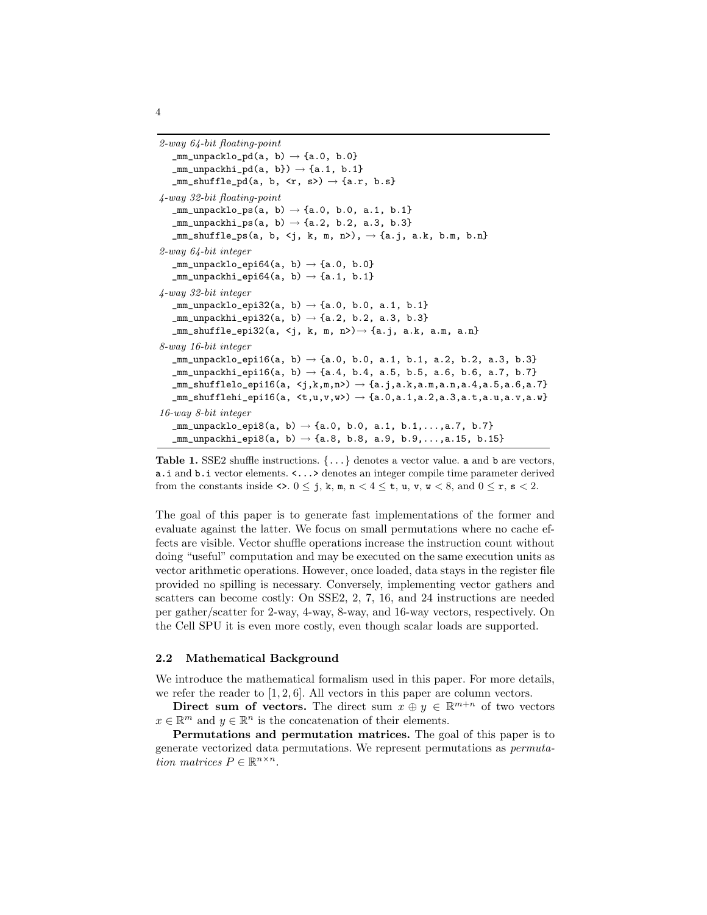```
2-way 64-bit floating-point
  _mm_unpacklo_pd(a, b) → {a.0, b.0}
  _mm_unpackhi_pd(a, b}) → {a.1, b.1}
  _mm_shuffle_pd(a, b, <r, s>) → {a.r, b.s}
4-way 32-bit floating-point
  _mm_unpacklo_ps(a, b) → {a.0, b.0, a.1, b.1}
  _mm_unpackhi_ps(a, b) → {a.2, b.2, a.3, b.3}
  _mm_shuffle_ps(a, b, <j, k, m, n>), → {a.j, a.k, b.m, b.n}
2-way 64-bit integer
  _mm_unpacklo_epi64(a, b) → {a.0, b.0}
  _mm_unpackhi_epi64(a, b) → {a.1, b.1}
4-way 32-bit integer
  _mm_unpacklo_epi32(a, b) → {a.0, b.0, a.1, b.1}
  _mm_unpackhi_epi32(a, b) → {a.2, b.2, a.3, b.3}
  _mm_shuffle_epi32(a, <j, k, m, n>)→ {a.j, a.k, a.m, a.n}
8-way 16-bit integer
  _mm_unpacklo_epi16(a, b) → {a.0, b.0, a.1, b.1, a.2, b.2, a.3, b.3}
  _mm_unpackhi_epi16(a, b) → {a.4, b.4, a.5, b.5, a.6, b.6, a.7, b.7}
  _mm_shufflelo_epi16(a, <j,k,m,n>) → {a.j,a.k,a.m,a.n,a.4,a.5,a.6,a.7}
  _mm_shufflehi_epi16(a, <t,u,v,w>) → {a.0,a.1,a.2,a.3,a.t,a.u,a.v,a.w}
16-way 8-bit integer
  _mm_unpacklo_epi8(a, b) → {a.0, b.0, a.1, b.1,...,a.7, b.7}
  _mm_unpackhi_epi8(a, b) → {a.8, b.8, a.9, b.9,...,a.15, b.15}
```

**Table 1.** SSE2 shuffle instructions. $\{\dots\}$ denotes a vector value. `a` and `b` are vectors, `a.i` and `b.i` vector elements. `<...>` denotes an integer compile time parameter derived from the constants inside `<>`. $0 \leq$ j, k, m, n $< 4 \leq$ t, u, v, w $< 8$, and $0 \leq$ r, s $< 2$.

The goal of this paper is to generate fast implementations of the former and evaluate against the latter. We focus on small permutations where no cache effects are visible. Vector shuffle operations increase the instruction count without doing "useful" computation and may be executed on the same execution units as vector arithmetic operations. However, once loaded, data stays in the register file provided no spilling is necessary. Conversely, implementing vector gathers and scatters can become costly: On SSE2, 2, 7, 16, and 24 instructions are needed per gather/scatter for 2-way, 4-way, 8-way, and 16-way vectors, respectively. On the Cell SPU it is even more costly, even though scalar loads are supported.

### 2.2 Mathematical Background

We introduce the mathematical formalism used in this paper. For more details, we refer the reader to [1, 2, 6]. All vectors in this paper are column vectors.

**Direct sum of vectors.** The direct sum $x \oplus y \in \mathbb{R}^{m+n}$ of two vectors $x \in \mathbb{R}^m$ and $y \in \mathbb{R}^n$ is the concatenation of their elements.

**Permutations and permutation matrices.** The goal of this paper is to generate vectorized data permutations. We represent permutations as *permutation matrices* $P \in \mathbb{R}^{n \times n}$.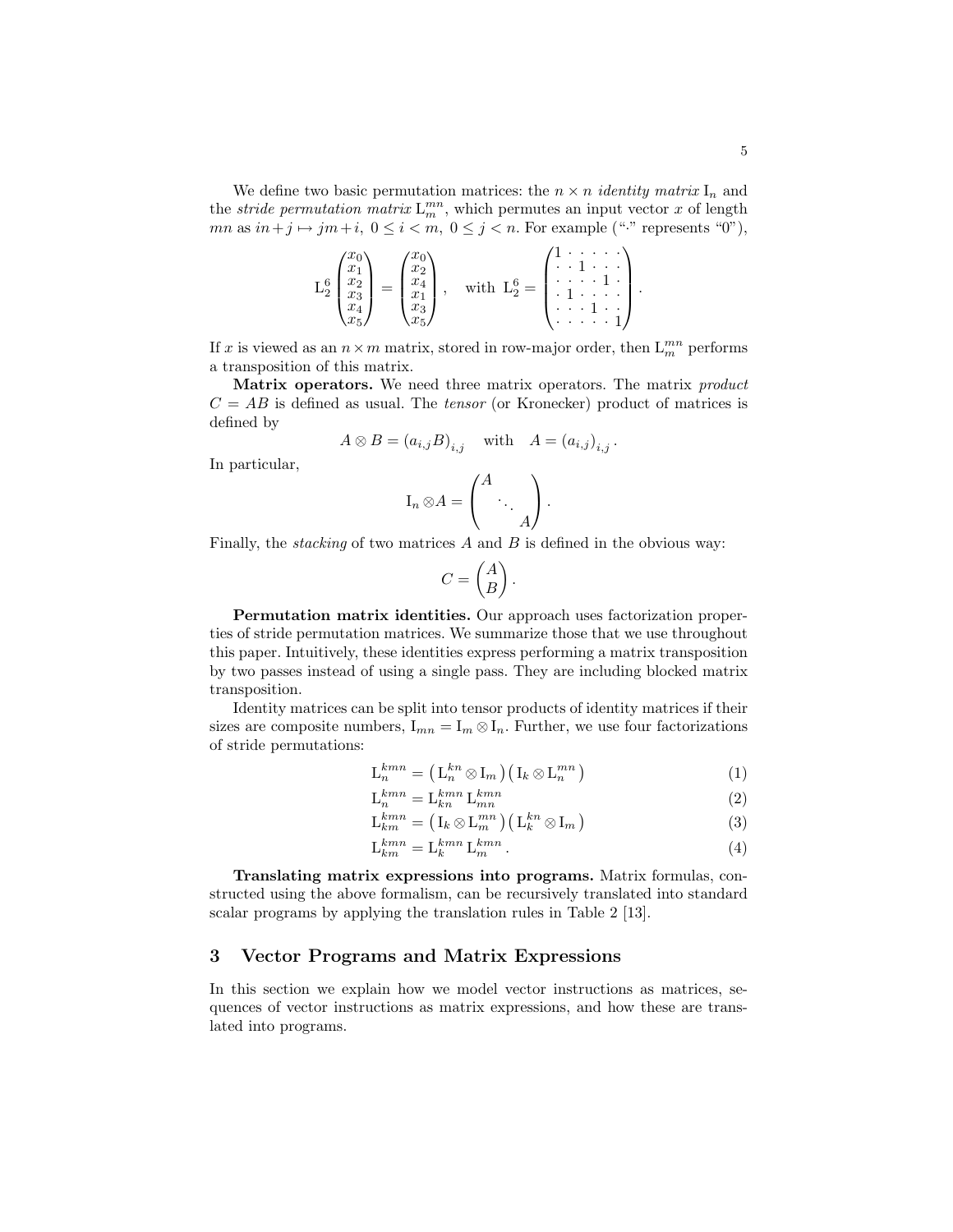We define two basic permutation matrices: the $n \times n$ *identity matrix* $\mathrm{I}_n$ and the *stride permutation matrix* $\mathrm{L}_m^{mn}$, which permutes an input vector $x$ of length $mn$ as $in+j \mapsto jm+i,\ 0 \le i < m,\ 0 \le j < n$. For example ("$\cdot$" represents "0"),

$$\mathrm{L}_2^6 \begin{pmatrix} x_0 \\ x_1 \\ x_2 \\ x_3 \\ x_4 \\ x_5 \end{pmatrix} = \begin{pmatrix} x_0 \\ x_2 \\ x_4 \\ x_1 \\ x_3 \\ x_5 \end{pmatrix}, \quad \text{with } \mathrm{L}_2^6 = \begin{pmatrix} 1 & \cdot & \cdot & \cdot & \cdot & \cdot \\ \cdot & \cdot & 1 & \cdot & \cdot & \cdot \\ \cdot & \cdot & \cdot & \cdot & 1 & \cdot \\ \cdot & 1 & \cdot & \cdot & \cdot & \cdot \\ \cdot & \cdot & \cdot & 1 & \cdot & \cdot \\ \cdot & \cdot & \cdot & \cdot & \cdot & 1 \end{pmatrix}.$$

If $x$ is viewed as an $n \times m$ matrix, stored in row-major order, then $\mathrm{L}_m^{mn}$ performs a transposition of this matrix.

**Matrix operators.** We need three matrix operators. The matrix *product* $C = AB$ is defined as usual. The *tensor* (or Kronecker) product of matrices is defined by

$$A \otimes B = (a_{i,j} B)_{i,j} \quad \text{with} \quad A = (a_{i,j})_{i,j}.$$

In particular,

$$\mathrm{I}_n \otimes A = \begin{pmatrix} A & & \\ & \ddots & \\ & & A \end{pmatrix}.$$

Finally, the *stacking* of two matrices $A$ and $B$ is defined in the obvious way:

$$C = \begin{pmatrix} A \\ B \end{pmatrix}.$$

**Permutation matrix identities.** Our approach uses factorization properties of stride permutation matrices. We summarize those that we use throughout this paper. Intuitively, these identities express performing a matrix transposition by two passes instead of using a single pass. They are including blocked matrix transposition.

Identity matrices can be split into tensor products of identity matrices if their sizes are composite numbers, $\mathrm{I}_{mn} = \mathrm{I}_m \otimes \mathrm{I}_n$. Further, we use four factorizations of stride permutations:

$$\mathrm{L}_n^{kmn} = \left(\mathrm{L}_n^{kn} \otimes \mathrm{I}_m\right)\left(\mathrm{I}_k \otimes \mathrm{L}_n^{mn}\right) \tag{1}$$

$$\mathrm{L}_n^{kmn} = \mathrm{L}_{kn}^{kmn}\,\mathrm{L}_{mn}^{kmn} \tag{2}$$

$$\mathrm{L}_{km}^{kmn} = \left(\mathrm{I}_k \otimes \mathrm{L}_m^{mn}\right)\left(\mathrm{L}_k^{kn} \otimes \mathrm{I}_m\right) \tag{3}$$

$$\mathrm{L}_{km}^{kmn} = \mathrm{L}_k^{kmn}\,\mathrm{L}_m^{kmn}. \tag{4}$$

**Translating matrix expressions into programs.** Matrix formulas, constructed using the above formalism, can be recursively translated into standard scalar programs by applying the translation rules in Table 2 [13].

## 3 Vector Programs and Matrix Expressions

In this section we explain how we model vector instructions as matrices, sequences of vector instructions as matrix expressions, and how these are translated into programs.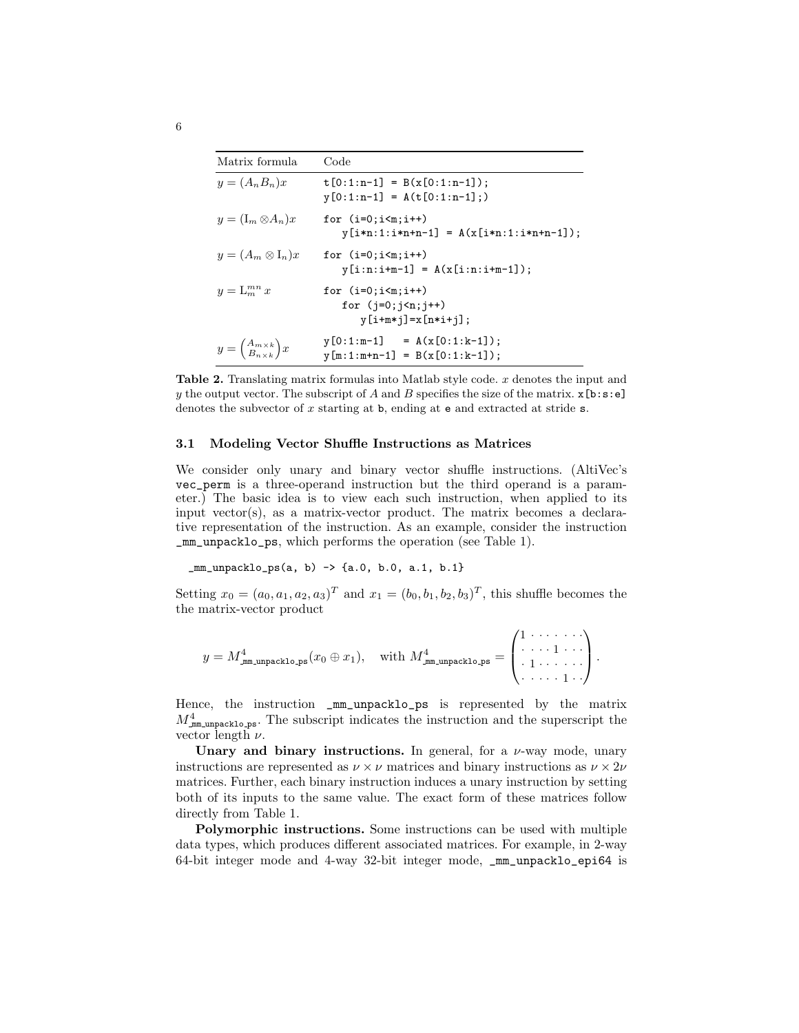| Matrix formula | Code |
|---|---|
| $y = (A_n B_n)x$ | `t[0:1:n-1] = B(x[0:1:n-1]);` `y[0:1:n-1] = A(t[0:1:n-1];)` |
| $y = (\mathrm{I}_m \otimes A_n)x$ | `for (i=0;i<m;i++)` `y[i*n:1:i*n+n-1] = A(x[i*n:1:i*n+n-1]);` |
| $y = (A_m \otimes \mathrm{I}_n)x$ | `for (i=0;i<m;i++)` `y[i:n:i+m-1] = A(x[i:n:i+m-1]);` |
| $y = \mathrm{L}^{mn}_m x$ | `for (i=0;i<m;i++)` `for (j=0;j<n;j++)` `y[i+m*j]=x[n*i+j];` |
| $y = \begin{pmatrix} A_{m \times k} \\ B_{n \times k} \end{pmatrix} x$ | `y[0:1:m-1] = A(x[0:1:k-1]);` `y[m:1:m+n-1] = B(x[0:1:k-1]);` |

**Table 2.** Translating matrix formulas into Matlab style code. $x$ denotes the input and $y$ the output vector. The subscript of $A$ and $B$ specifies the size of the matrix. `x[b:s:e]` denotes the subvector of $x$ starting at `b`, ending at `e` and extracted at stride `s`.

### 3.1 Modeling Vector Shuffle Instructions as Matrices

We consider only unary and binary vector shuffle instructions. (AltiVec's `vec_perm` is a three-operand instruction but the third operand is a parameter.) The basic idea is to view each such instruction, when applied to its input vector(s), as a matrix-vector product. The matrix becomes a declarative representation of the instruction. As an example, consider the instruction `_mm_unpacklo_ps`, which performs the operation (see Table 1).

```
_mm_unpacklo_ps(a, b) -> {a.0, b.0, a.1, b.1}
```

Setting $x_0 = (a_0, a_1, a_2, a_3)^T$ and $x_1 = (b_0, b_1, b_2, b_3)^T$, this shuffle becomes the the matrix-vector product

$$y = M^4_{\texttt{\_mm\_unpacklo\_ps}}(x_0 \oplus x_1), \quad \text{with } M^4_{\texttt{\_mm\_unpacklo\_ps}} = \begin{pmatrix} 1 & \cdot & \cdot & \cdot & \cdot & \cdot & \cdot & \cdot \\ \cdot & \cdot & \cdot & \cdot & 1 & \cdot & \cdot & \cdot \\ \cdot & 1 & \cdot & \cdot & \cdot & \cdot & \cdot & \cdot \\ \cdot & \cdot & \cdot & \cdot & \cdot & 1 & \cdot & \cdot \end{pmatrix}.$$

Hence, the instruction `_mm_unpacklo_ps` is represented by the matrix $M^4_{\texttt{\_mm\_unpacklo\_ps}}$. The subscript indicates the instruction and the superscript the vector length $\nu$.

**Unary and binary instructions.** In general, for a $\nu$-way mode, unary instructions are represented as $\nu \times \nu$ matrices and binary instructions as $\nu \times 2\nu$ matrices. Further, each binary instruction induces a unary instruction by setting both of its inputs to the same value. The exact form of these matrices follow directly from Table 1.

**Polymorphic instructions.** Some instructions can be used with multiple data types, which produces different associated matrices. For example, in 2-way 64-bit integer mode and 4-way 32-bit integer mode, `_mm_unpacklo_epi64` is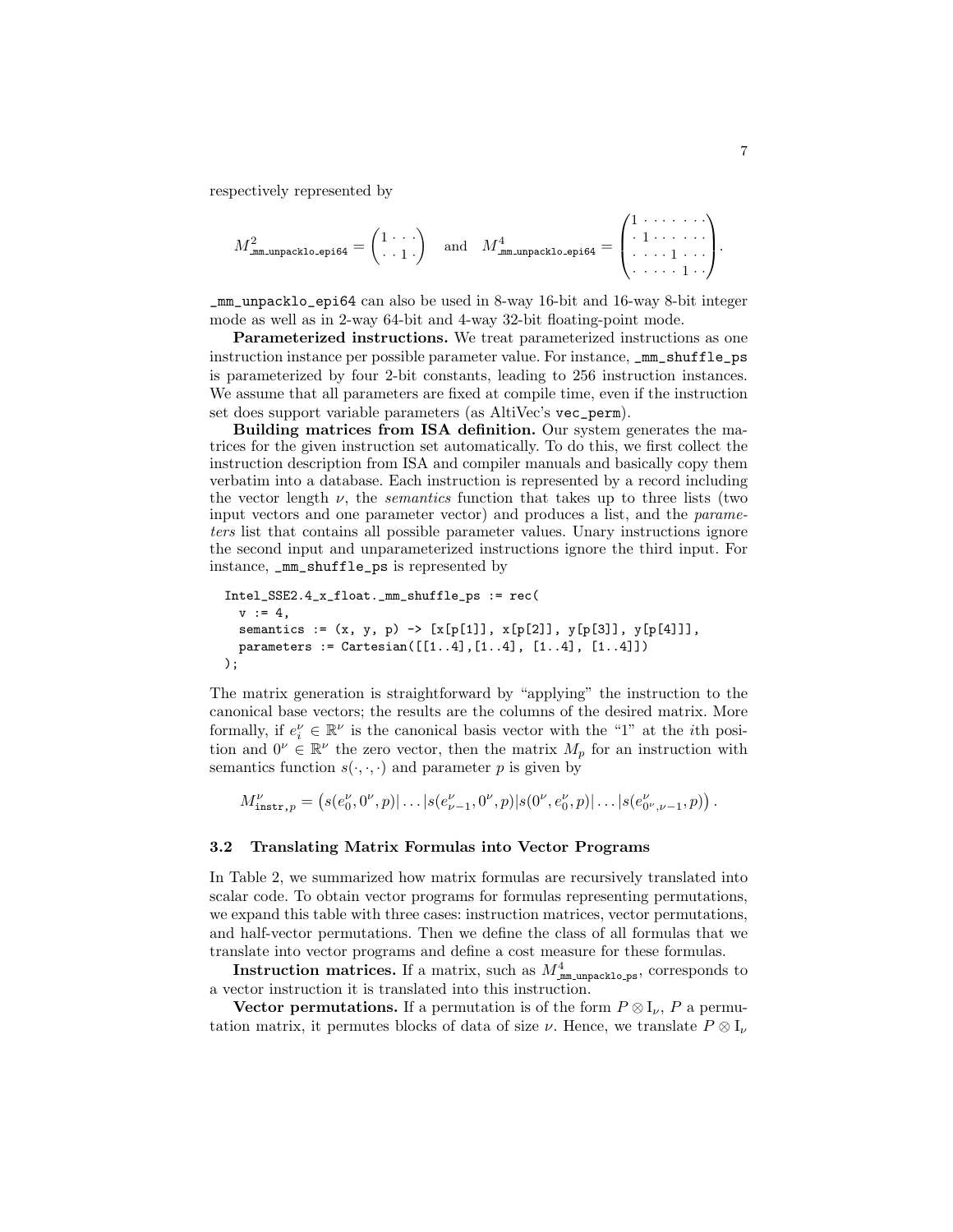respectively represented by

$$M^2_{\texttt{\_mm\_unpacklo\_epi64}} = \begin{pmatrix} 1 & \cdot & \cdot & \cdot \\ \cdot & \cdot & 1 & \cdot \end{pmatrix} \quad \text{and} \quad M^4_{\texttt{\_mm\_unpacklo\_epi64}} = \begin{pmatrix} 1 & \cdot & \cdot & \cdot & \cdot & \cdot & \cdot & \cdot \\ \cdot & 1 & \cdot & \cdot & \cdot & \cdot & \cdot & \cdot \\ \cdot & \cdot & \cdot & \cdot & 1 & \cdot & \cdot & \cdot \\ \cdot & \cdot & \cdot & \cdot & \cdot & 1 & \cdot & \cdot \end{pmatrix}.$$

`_mm_unpacklo_epi64` can also be used in 8-way 16-bit and 16-way 8-bit integer mode as well as in 2-way 64-bit and 4-way 32-bit floating-point mode.

**Parameterized instructions.** We treat parameterized instructions as one instruction instance per possible parameter value. For instance, `_mm_shuffle_ps` is parameterized by four 2-bit constants, leading to 256 instruction instances. We assume that all parameters are fixed at compile time, even if the instruction set does support variable parameters (as AltiVec's `vec_perm`).

**Building matrices from ISA definition.** Our system generates the matrices for the given instruction set automatically. To do this, we first collect the instruction description from ISA and compiler manuals and basically copy them verbatim into a database. Each instruction is represented by a record including the vector length $\nu$, the *semantics* function that takes up to three lists (two input vectors and one parameter vector) and produces a list, and the *parameters* list that contains all possible parameter values. Unary instructions ignore the second input and unparameterized instructions ignore the third input. For instance, `_mm_shuffle_ps` is represented by

```
Intel_SSE2.4_x_float._mm_shuffle_ps := rec(
  v := 4,
  semantics := (x, y, p) -> [x[p[1]], x[p[2]], y[p[3]], y[p[4]]],
  parameters := Cartesian([[1..4],[1..4], [1..4], [1..4]])
);
```

The matrix generation is straightforward by "applying" the instruction to the canonical base vectors; the results are the columns of the desired matrix. More formally, if $e_i^\nu \in \mathbb{R}^\nu$ is the canonical basis vector with the "1" at the $i$th position and $0^\nu \in \mathbb{R}^\nu$ the zero vector, then the matrix $M_p$ for an instruction with semantics function $s(\cdot,\cdot,\cdot)$ and parameter $p$ is given by

$$M^\nu_{\texttt{instr},p} = \left( s(e_0^\nu, 0^\nu, p) | \dots | s(e_{\nu-1}^\nu, 0^\nu, p) | s(0^\nu, e_0^\nu, p) | \dots | s(e_{0^\nu,\nu-1}^\nu, p) \right).$$

### 3.2 Translating Matrix Formulas into Vector Programs

In Table 2, we summarized how matrix formulas are recursively translated into scalar code. To obtain vector programs for formulas representing permutations, we expand this table with three cases: instruction matrices, vector permutations, and half-vector permutations. Then we define the class of all formulas that we translate into vector programs and define a cost measure for these formulas.

**Instruction matrices.** If a matrix, such as $M^4_{\texttt{\_mm\_unpacklo\_ps}}$, corresponds to a vector instruction it is translated into this instruction.

**Vector permutations.** If a permutation is of the form $P \otimes \mathrm{I}_\nu$, $P$ a permutation matrix, it permutes blocks of data of size $\nu$. Hence, we translate $P \otimes \mathrm{I}_\nu$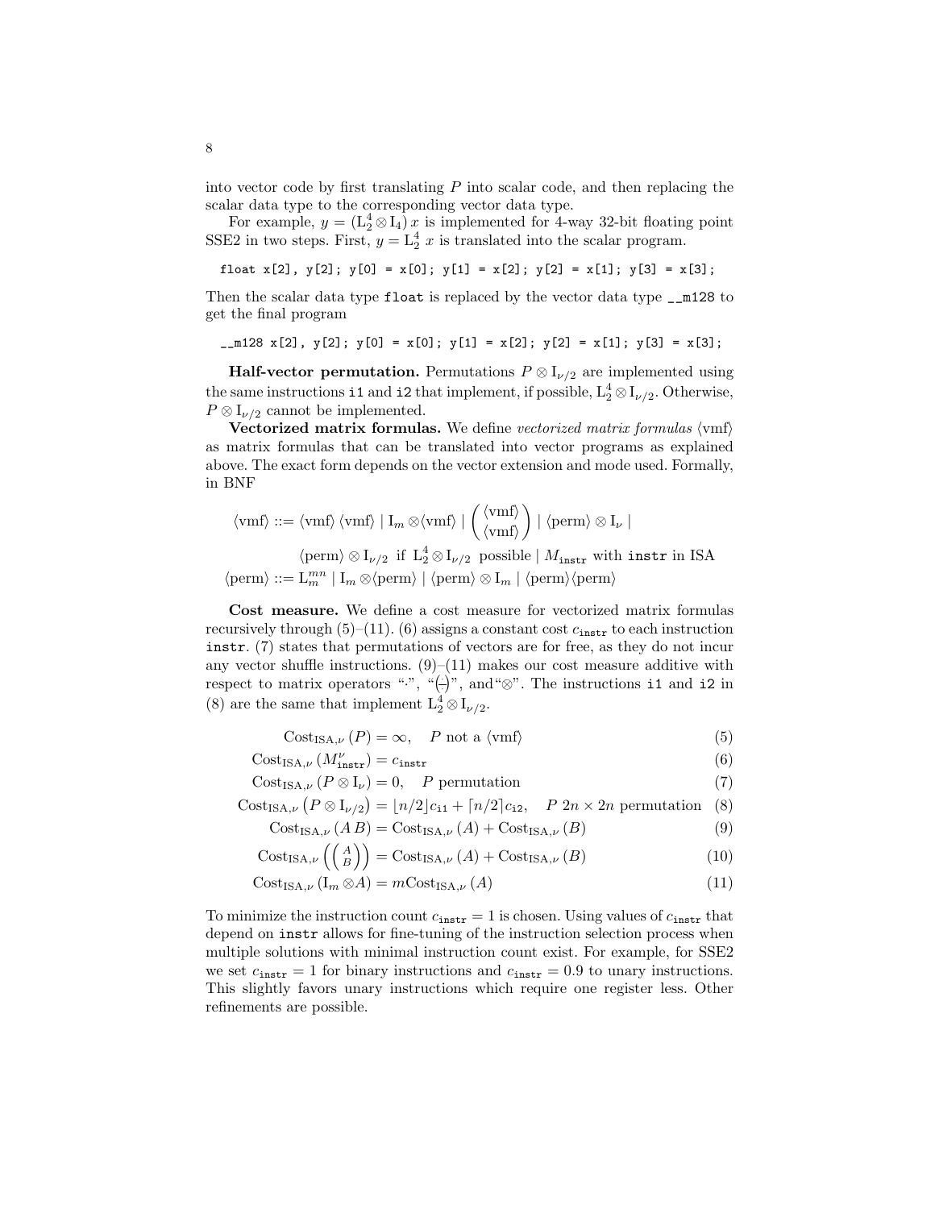into vector code by first translating $P$ into scalar code, and then replacing the scalar data type to the corresponding vector data type.

For example, $y = (\mathrm{L}_2^4 \otimes \mathrm{I}_4)\, x$ is implemented for 4-way 32-bit floating point SSE2 in two steps. First, $y = \mathrm{L}_2^4\; x$ is translated into the scalar program.

```
float x[2], y[2]; y[0] = x[0]; y[1] = x[2]; y[2] = x[1]; y[3] = x[3];
```

Then the scalar data type `float` is replaced by the vector data type `__m128` to get the final program

```
__m128 x[2], y[2]; y[0] = x[0]; y[1] = x[2]; y[2] = x[1]; y[3] = x[3];
```

**Half-vector permutation.** Permutations $P \otimes \mathrm{I}_{\nu/2}$ are implemented using the same instructions `i1` and `i2` that implement, if possible, $\mathrm{L}_2^4 \otimes \mathrm{I}_{\nu/2}$. Otherwise, $P \otimes \mathrm{I}_{\nu/2}$ cannot be implemented.

**Vectorized matrix formulas.** We define *vectorized matrix formulas* $\langle\text{vmf}\rangle$ as matrix formulas that can be translated into vector programs as explained above. The exact form depends on the vector extension and mode used. Formally, in BNF

$$
\begin{aligned}
\langle\text{vmf}\rangle ::= {} & \langle\text{vmf}\rangle\,\langle\text{vmf}\rangle \mid \mathrm{I}_m \otimes \langle\text{vmf}\rangle \mid \begin{pmatrix} \langle\text{vmf}\rangle \\ \langle\text{vmf}\rangle \end{pmatrix} \mid \langle\text{perm}\rangle \otimes \mathrm{I}_\nu \mid \\
& \langle\text{perm}\rangle \otimes \mathrm{I}_{\nu/2} \;\text{ if }\; \mathrm{L}_2^4 \otimes \mathrm{I}_{\nu/2} \;\text{ possible} \mid M_{\texttt{instr}} \text{ with } \texttt{instr} \text{ in ISA} \\
\langle\text{perm}\rangle ::= {} & \mathrm{L}_m^{mn} \mid \mathrm{I}_m \otimes \langle\text{perm}\rangle \mid \langle\text{perm}\rangle \otimes \mathrm{I}_m \mid \langle\text{perm}\rangle\langle\text{perm}\rangle
\end{aligned}
$$

**Cost measure.** We define a cost measure for vectorized matrix formulas recursively through (5)–(11). (6) assigns a constant cost $c_{\texttt{instr}}$ to each instruction `instr`. (7) states that permutations of vectors are for free, as they do not incur any vector shuffle instructions. (9)–(11) makes our cost measure additive with respect to matrix operators "$\cdot$", "$\left(\frac{}{}\right)$", and "$\otimes$". The instructions `i1` and `i2` in (8) are the same that implement $\mathrm{L}_2^4 \otimes \mathrm{I}_{\nu/2}$.

$$\mathrm{Cost}_{\mathrm{ISA},\nu}\,(P) = \infty, \quad P \text{ not a } \langle\text{vmf}\rangle \tag{5}$$

$$\mathrm{Cost}_{\mathrm{ISA},\nu}\,(M_{\texttt{instr}}^{\nu}) = c_{\texttt{instr}} \tag{6}$$

$$\mathrm{Cost}_{\mathrm{ISA},\nu}\,(P \otimes \mathrm{I}_\nu) = 0, \quad P \text{ permutation} \tag{7}$$

$$\mathrm{Cost}_{\mathrm{ISA},\nu}\left(P \otimes \mathrm{I}_{\nu/2}\right) = \lfloor n/2 \rfloor c_{\texttt{i1}} + \lceil n/2 \rceil c_{\texttt{i2}}, \quad P \;\; 2n \times 2n \text{ permutation} \tag{8}$$

$$\mathrm{Cost}_{\mathrm{ISA},\nu}\,(A\,B) = \mathrm{Cost}_{\mathrm{ISA},\nu}\,(A) + \mathrm{Cost}_{\mathrm{ISA},\nu}\,(B) \tag{9}$$

$$\mathrm{Cost}_{\mathrm{ISA},\nu}\left(\begin{pmatrix} A \\ B \end{pmatrix}\right) = \mathrm{Cost}_{\mathrm{ISA},\nu}\,(A) + \mathrm{Cost}_{\mathrm{ISA},\nu}\,(B) \tag{10}$$

$$\mathrm{Cost}_{\mathrm{ISA},\nu}\,(\mathrm{I}_m \otimes A) = m\mathrm{Cost}_{\mathrm{ISA},\nu}\,(A) \tag{11}$$

To minimize the instruction count $c_{\texttt{instr}} = 1$ is chosen. Using values of $c_{\texttt{instr}}$ that depend on `instr` allows for fine-tuning of the instruction selection process when multiple solutions with minimal instruction count exist. For example, for SSE2 we set $c_{\texttt{instr}} = 1$ for binary instructions and $c_{\texttt{instr}} = 0.9$ to unary instructions. This slightly favors unary instructions which require one register less. Other refinements are possible.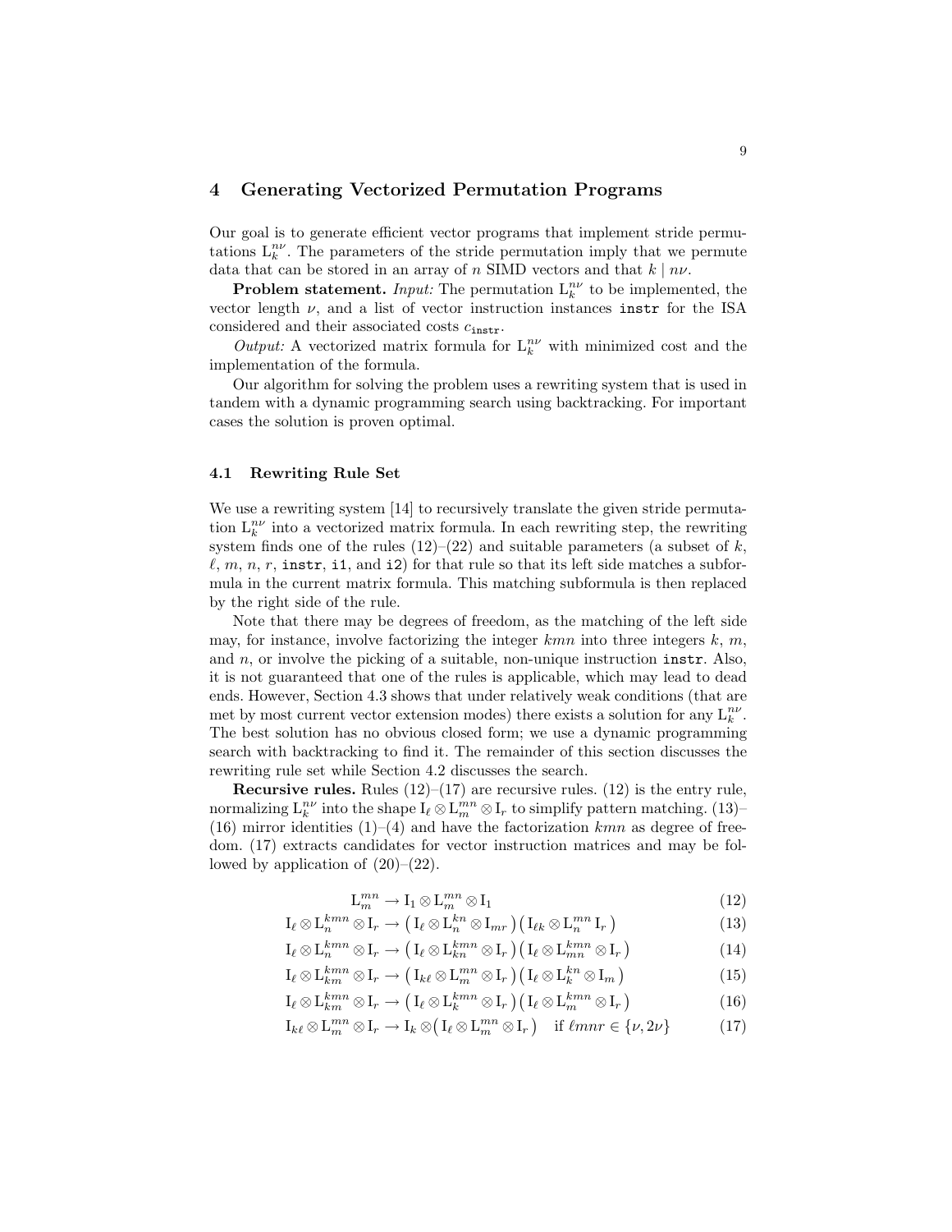## 4 Generating Vectorized Permutation Programs

Our goal is to generate efficient vector programs that implement stride permutations $\mathrm{L}_k^{n\nu}$. The parameters of the stride permutation imply that we permute data that can be stored in an array of $n$ SIMD vectors and that $k \mid n\nu$.

**Problem statement.** *Input:* The permutation $\mathrm{L}_k^{n\nu}$ to be implemented, the vector length $\nu$, and a list of vector instruction instances `instr` for the ISA considered and their associated costs $c_{\texttt{instr}}$.

*Output:* A vectorized matrix formula for $\mathrm{L}_k^{n\nu}$ with minimized cost and the implementation of the formula.

Our algorithm for solving the problem uses a rewriting system that is used in tandem with a dynamic programming search using backtracking. For important cases the solution is proven optimal.

### 4.1 Rewriting Rule Set

We use a rewriting system [14] to recursively translate the given stride permutation $\mathrm{L}_k^{n\nu}$ into a vectorized matrix formula. In each rewriting step, the rewriting system finds one of the rules (12)–(22) and suitable parameters (a subset of $k$, $\ell$, $m$, $n$, $r$, `instr`, `i1`, and `i2`) for that rule so that its left side matches a subformula in the current matrix formula. This matching subformula is then replaced by the right side of the rule.

Note that there may be degrees of freedom, as the matching of the left side may, for instance, involve factorizing the integer $kmn$ into three integers $k$, $m$, and $n$, or involve the picking of a suitable, non-unique instruction `instr`. Also, it is not guaranteed that one of the rules is applicable, which may lead to dead ends. However, Section 4.3 shows that under relatively weak conditions (that are met by most current vector extension modes) there exists a solution for any $\mathrm{L}_k^{n\nu}$. The best solution has no obvious closed form; we use a dynamic programming search with backtracking to find it. The remainder of this section discusses the rewriting rule set while Section 4.2 discusses the search.

**Recursive rules.** Rules (12)–(17) are recursive rules. (12) is the entry rule, normalizing $\mathrm{L}_k^{n\nu}$ into the shape $\mathrm{I}_\ell \otimes \mathrm{L}_m^{mn} \otimes \mathrm{I}_r$ to simplify pattern matching. (13)–(16) mirror identities (1)–(4) and have the factorization $kmn$ as degree of freedom. (17) extracts candidates for vector instruction matrices and may be followed by application of (20)–(22).

$$\mathrm{L}_m^{mn} \rightarrow \mathrm{I}_1 \otimes \mathrm{L}_m^{mn} \otimes \mathrm{I}_1 \tag{12}$$

$$\mathrm{I}_\ell \otimes \mathrm{L}_n^{kmn} \otimes \mathrm{I}_r \rightarrow \big(\mathrm{I}_\ell \otimes \mathrm{L}_n^{kn} \otimes \mathrm{I}_{mr}\big)\big(\mathrm{I}_{\ell k} \otimes \mathrm{L}_n^{mn}\, \mathrm{I}_r\big) \tag{13}$$

$$\mathrm{I}_\ell \otimes \mathrm{L}_n^{kmn} \otimes \mathrm{I}_r \rightarrow \big(\mathrm{I}_\ell \otimes \mathrm{L}_{kn}^{kmn} \otimes \mathrm{I}_r\big)\big(\mathrm{I}_\ell \otimes \mathrm{L}_{mn}^{kmn} \otimes \mathrm{I}_r\big) \tag{14}$$

$$\mathrm{I}_\ell \otimes \mathrm{L}_{km}^{kmn} \otimes \mathrm{I}_r \rightarrow \big(\mathrm{I}_{k\ell} \otimes \mathrm{L}_m^{mn} \otimes \mathrm{I}_r\big)\big(\mathrm{I}_\ell \otimes \mathrm{L}_k^{kn} \otimes \mathrm{I}_m\big) \tag{15}$$

$$\mathrm{I}_\ell \otimes \mathrm{L}_{km}^{kmn} \otimes \mathrm{I}_r \rightarrow \big(\mathrm{I}_\ell \otimes \mathrm{L}_k^{kmn} \otimes \mathrm{I}_r\big)\big(\mathrm{I}_\ell \otimes \mathrm{L}_m^{kmn} \otimes \mathrm{I}_r\big) \tag{16}$$

$$\mathrm{I}_{k\ell} \otimes \mathrm{L}_m^{mn} \otimes \mathrm{I}_r \rightarrow \mathrm{I}_k \otimes \big(\mathrm{I}_\ell \otimes \mathrm{L}_m^{mn} \otimes \mathrm{I}_r\big) \quad \text{if } \ell mnr \in \{\nu, 2\nu\} \tag{17}$$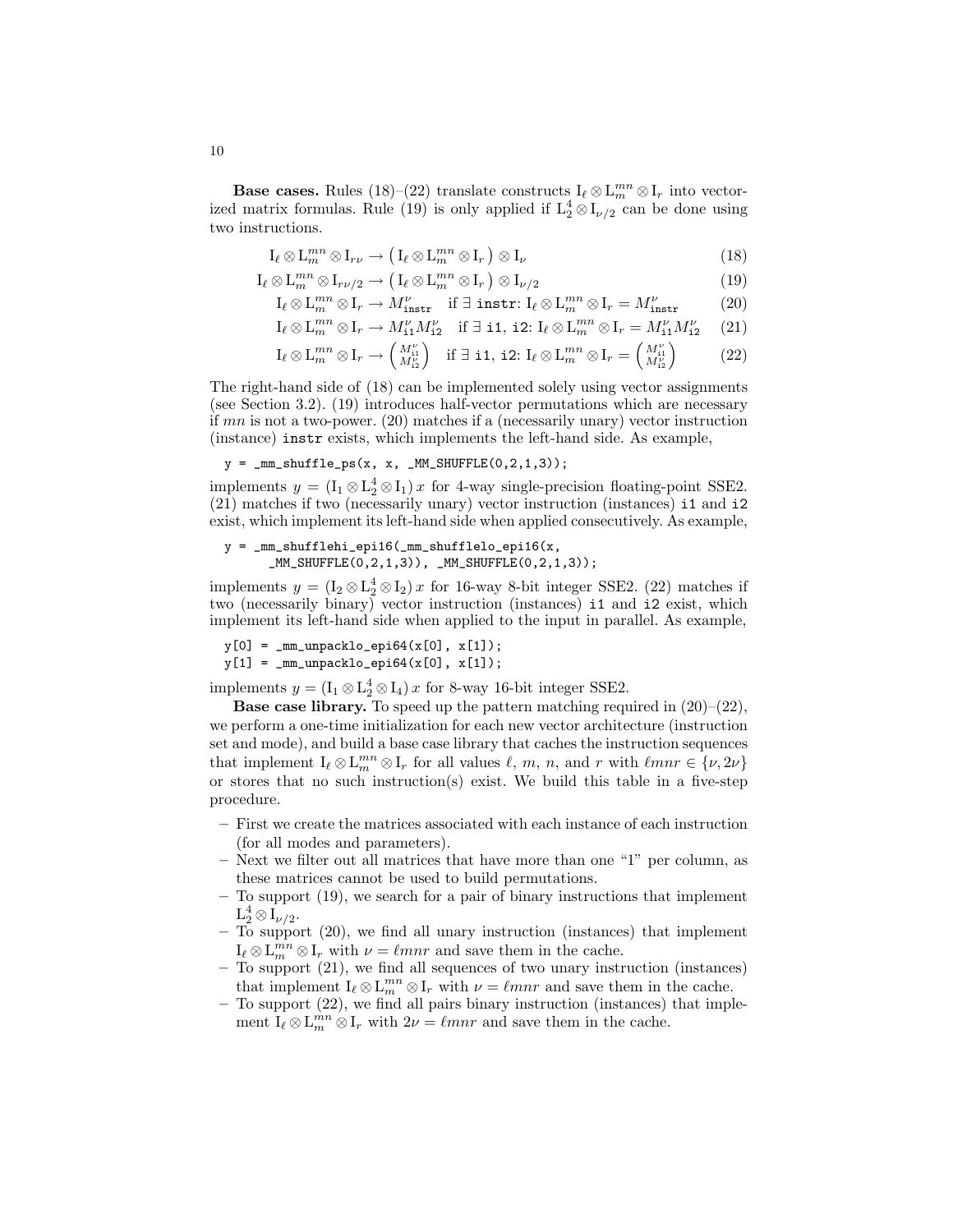**Base cases.** Rules (18)–(22) translate constructs $\mathrm{I}_\ell \otimes \mathrm{L}_m^{mn} \otimes \mathrm{I}_r$ into vectorized matrix formulas. Rule (19) is only applied if $\mathrm{L}_2^4 \otimes \mathrm{I}_{\nu/2}$ can be done using two instructions.

$$\mathrm{I}_\ell \otimes \mathrm{L}_m^{mn} \otimes \mathrm{I}_{r\nu} \rightarrow \left( \mathrm{I}_\ell \otimes \mathrm{L}_m^{mn} \otimes \mathrm{I}_r \right) \otimes \mathrm{I}_\nu \tag{18}$$

$$\mathrm{I}_\ell \otimes \mathrm{L}_m^{mn} \otimes \mathrm{I}_{r\nu/2} \rightarrow \left( \mathrm{I}_\ell \otimes \mathrm{L}_m^{mn} \otimes \mathrm{I}_r \right) \otimes \mathrm{I}_{\nu/2} \tag{19}$$

$$\mathrm{I}_\ell \otimes \mathrm{L}_m^{mn} \otimes \mathrm{I}_r \rightarrow M_{\texttt{instr}}^\nu \quad \text{if } \exists \; \texttt{instr}\text{: } \mathrm{I}_\ell \otimes \mathrm{L}_m^{mn} \otimes \mathrm{I}_r = M_{\texttt{instr}}^\nu \tag{20}$$

$$\mathrm{I}_\ell \otimes \mathrm{L}_m^{mn} \otimes \mathrm{I}_r \rightarrow M_{\texttt{i1}}^\nu M_{\texttt{i2}}^\nu \quad \text{if } \exists \; \texttt{i1, i2}\text{: } \mathrm{I}_\ell \otimes \mathrm{L}_m^{mn} \otimes \mathrm{I}_r = M_{\texttt{i1}}^\nu M_{\texttt{i2}}^\nu \tag{21}$$

$$\mathrm{I}_\ell \otimes \mathrm{L}_m^{mn} \otimes \mathrm{I}_r \rightarrow \begin{pmatrix} M_{\texttt{i1}}^\nu \\ M_{\texttt{i2}}^\nu \end{pmatrix} \quad \text{if } \exists \; \texttt{i1, i2}\text{: } \mathrm{I}_\ell \otimes \mathrm{L}_m^{mn} \otimes \mathrm{I}_r = \begin{pmatrix} M_{\texttt{i1}}^\nu \\ M_{\texttt{i2}}^\nu \end{pmatrix} \tag{22}$$

The right-hand side of (18) can be implemented solely using vector assignments (see Section 3.2). (19) introduces half-vector permutations which are necessary if $mn$ is not a two-power. (20) matches if a (necessarily unary) vector instruction (instance) `instr` exists, which implements the left-hand side. As example,

```
y = _mm_shuffle_ps(x, x, _MM_SHUFFLE(0,2,1,3));
```

implements $y = (\mathrm{I}_1 \otimes \mathrm{L}_2^4 \otimes \mathrm{I}_1)\, x$ for 4-way single-precision floating-point SSE2. (21) matches if two (necessarily unary) vector instruction (instances) `i1` and `i2` exist, which implement its left-hand side when applied consecutively. As example,

```
y = _mm_shufflehi_epi16(_mm_shufflelo_epi16(x,
      _MM_SHUFFLE(0,2,1,3)), _MM_SHUFFLE(0,2,1,3));
```

implements $y = (\mathrm{I}_2 \otimes \mathrm{L}_2^4 \otimes \mathrm{I}_2)\, x$ for 16-way 8-bit integer SSE2. (22) matches if two (necessarily binary) vector instruction (instances) `i1` and `i2` exist, which implement its left-hand side when applied to the input in parallel. As example,

```
y[0] = _mm_unpacklo_epi64(x[0], x[1]);
y[1] = _mm_unpacklo_epi64(x[0], x[1]);
```

implements $y = (\mathrm{I}_1 \otimes \mathrm{L}_2^4 \otimes \mathrm{I}_4)\, x$ for 8-way 16-bit integer SSE2.

**Base case library.** To speed up the pattern matching required in (20)–(22), we perform a one-time initialization for each new vector architecture (instruction set and mode), and build a base case library that caches the instruction sequences that implement $\mathrm{I}_\ell \otimes \mathrm{L}_m^{mn} \otimes \mathrm{I}_r$ for all values $\ell$, $m$, $n$, and $r$ with $\ell mnr \in \{\nu, 2\nu\}$ or stores that no such instruction(s) exist. We build this table in a five-step procedure.

- First we create the matrices associated with each instance of each instruction (for all modes and parameters).
- Next we filter out all matrices that have more than one "1" per column, as these matrices cannot be used to build permutations.
- To support (19), we search for a pair of binary instructions that implement $\mathrm{L}_2^4 \otimes \mathrm{I}_{\nu/2}$.
- To support (20), we find all unary instruction (instances) that implement $\mathrm{I}_\ell \otimes \mathrm{L}_m^{mn} \otimes \mathrm{I}_r$ with $\nu = \ell mnr$ and save them in the cache.
- To support (21), we find all sequences of two unary instruction (instances) that implement $\mathrm{I}_\ell \otimes \mathrm{L}_m^{mn} \otimes \mathrm{I}_r$ with $\nu = \ell mnr$ and save them in the cache.
- To support (22), we find all pairs binary instruction (instances) that implement $\mathrm{I}_\ell \otimes \mathrm{L}_m^{mn} \otimes \mathrm{I}_r$ with $2\nu = \ell mnr$ and save them in the cache.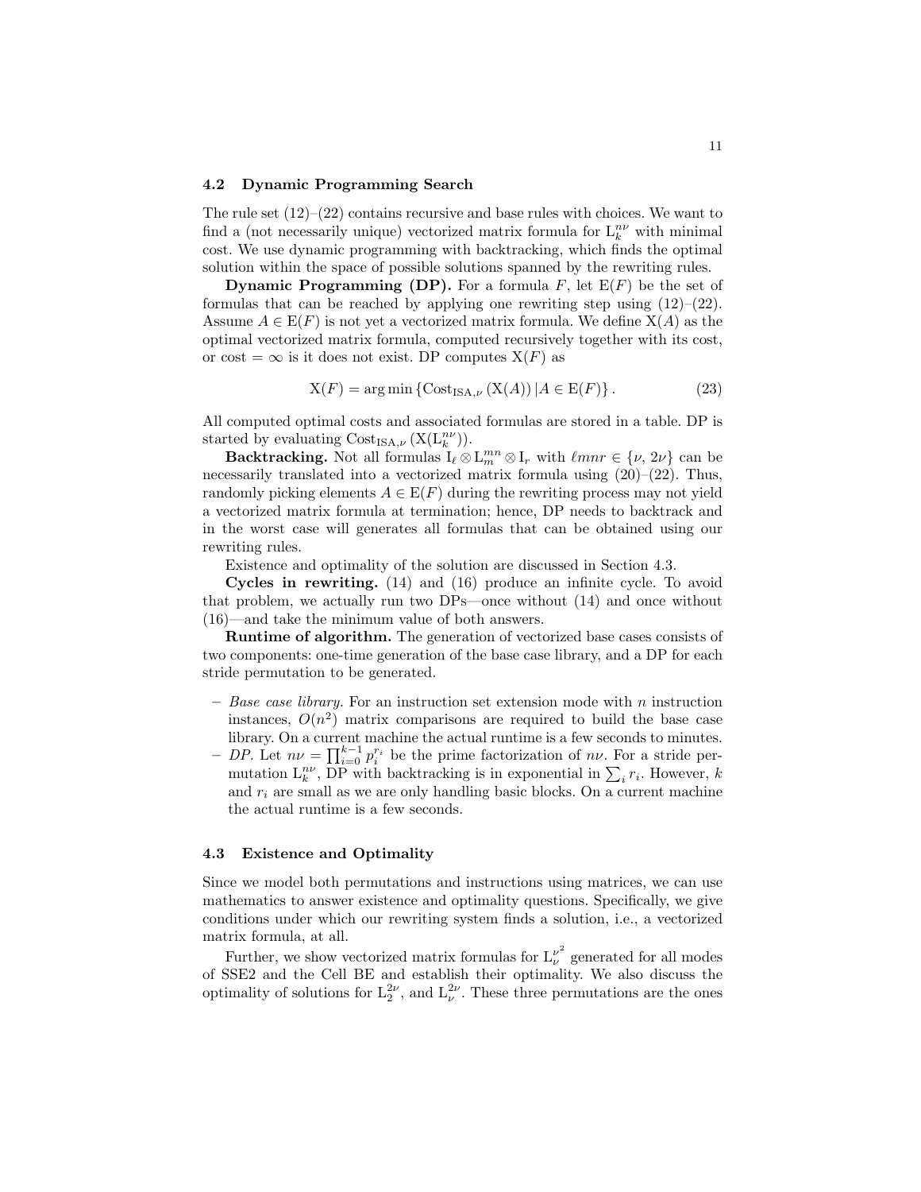### 4.2 Dynamic Programming Search

The rule set (12)–(22) contains recursive and base rules with choices. We want to find a (not necessarily unique) vectorized matrix formula for $\mathrm{L}_k^{n\nu}$ with minimal cost. We use dynamic programming with backtracking, which finds the optimal solution within the space of possible solutions spanned by the rewriting rules.

**Dynamic Programming (DP).** For a formula $F$, let $\mathrm{E}(F)$ be the set of formulas that can be reached by applying one rewriting step using (12)–(22). Assume $A \in \mathrm{E}(F)$ is not yet a vectorized matrix formula. We define $\mathrm{X}(A)$ as the optimal vectorized matrix formula, computed recursively together with its cost, or cost $= \infty$ is it does not exist. DP computes $\mathrm{X}(F)$ as

$$\mathrm{X}(F) = \arg\min \left\{ \mathrm{Cost}_{\mathrm{ISA},\nu} \left( \mathrm{X}(A) \right) | A \in \mathrm{E}(F) \right\}. \tag{23}$$

All computed optimal costs and associated formulas are stored in a table. DP is started by evaluating $\mathrm{Cost}_{\mathrm{ISA},\nu} \left( \mathrm{X}(\mathrm{L}_k^{n\nu}) \right)$.

**Backtracking.** Not all formulas $\mathrm{I}_\ell \otimes \mathrm{L}_m^{mn} \otimes \mathrm{I}_r$ with $\ell mnr \in \{\nu, 2\nu\}$ can be necessarily translated into a vectorized matrix formula using (20)–(22). Thus, randomly picking elements $A \in \mathrm{E}(F)$ during the rewriting process may not yield a vectorized matrix formula at termination; hence, DP needs to backtrack and in the worst case will generates all formulas that can be obtained using our rewriting rules.

Existence and optimality of the solution are discussed in Section 4.3.

**Cycles in rewriting.** (14) and (16) produce an infinite cycle. To avoid that problem, we actually run two DPs—once without (14) and once without (16)—and take the minimum value of both answers.

**Runtime of algorithm.** The generation of vectorized base cases consists of two components: one-time generation of the base case library, and a DP for each stride permutation to be generated.

- *Base case library.* For an instruction set extension mode with $n$ instruction instances, $O(n^2)$ matrix comparisons are required to build the base case library. On a current machine the actual runtime is a few seconds to minutes.
- *DP.* Let $n\nu = \prod_{i=0}^{k-1} p_i^{r_i}$ be the prime factorization of $n\nu$. For a stride permutation $\mathrm{L}_k^{n\nu}$, DP with backtracking is in exponential in $\sum_i r_i$. However, $k$ and $r_i$ are small as we are only handling basic blocks. On a current machine the actual runtime is a few seconds.

### 4.3 Existence and Optimality

Since we model both permutations and instructions using matrices, we can use mathematics to answer existence and optimality questions. Specifically, we give conditions under which our rewriting system finds a solution, i.e., a vectorized matrix formula, at all.

Further, we show vectorized matrix formulas for $\mathrm{L}_\nu^{\nu^2}$ generated for all modes of SSE2 and the Cell BE and establish their optimality. We also discuss the optimality of solutions for $\mathrm{L}_2^{2\nu}$, and $\mathrm{L}_\nu^{2\nu}$. These three permutations are the ones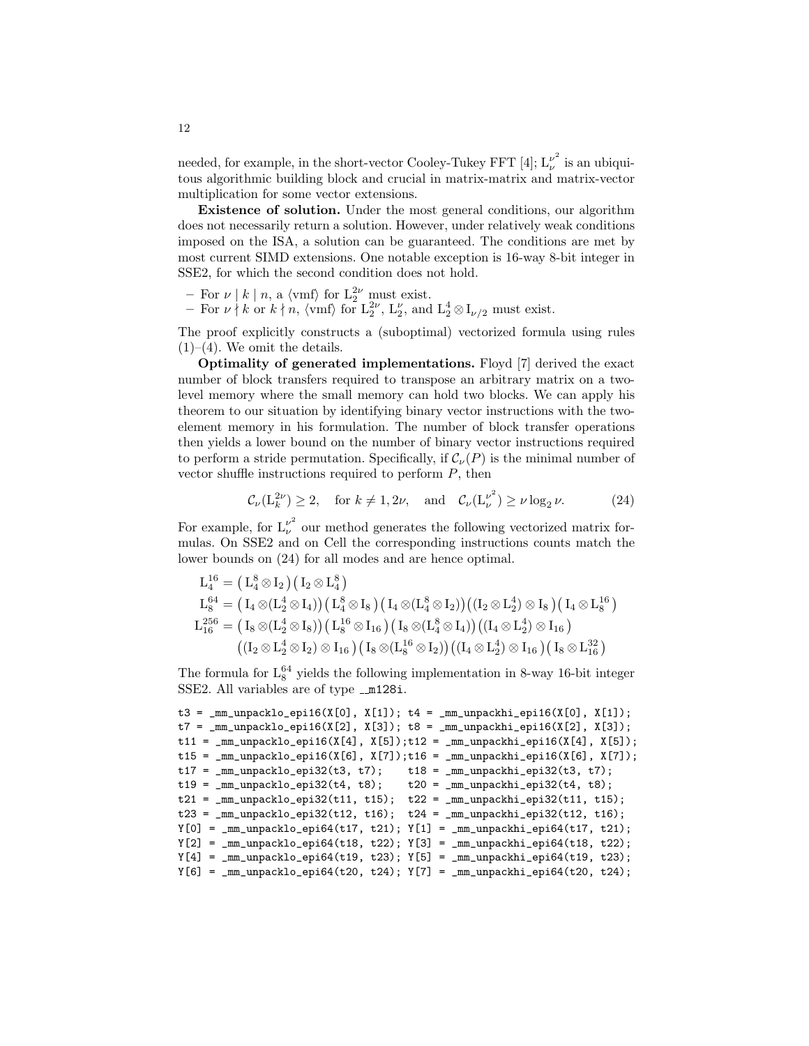needed, for example, in the short-vector Cooley-Tukey FFT [4]; $\mathrm{L}_\nu^{\nu^2}$ is an ubiquitous algorithmic building block and crucial in matrix-matrix and matrix-vector multiplication for some vector extensions.

**Existence of solution.** Under the most general conditions, our algorithm does not necessarily return a solution. However, under relatively weak conditions imposed on the ISA, a solution can be guaranteed. The conditions are met by most current SIMD extensions. One notable exception is 16-way 8-bit integer in SSE2, for which the second condition does not hold.

- For $\nu \mid k \mid n$, a $\langle\text{vmf}\rangle$ for $\mathrm{L}_2^{2\nu}$ must exist.
- For $\nu \nmid k$ or $k \nmid n$, $\langle\text{vmf}\rangle$ for $\mathrm{L}_2^{2\nu}$, $\mathrm{L}_2^{\nu}$, and $\mathrm{L}_2^4 \otimes \mathrm{I}_{\nu/2}$ must exist.

The proof explicitly constructs a (suboptimal) vectorized formula using rules (1)–(4). We omit the details.

**Optimality of generated implementations.** Floyd [7] derived the exact number of block transfers required to transpose an arbitrary matrix on a two-level memory where the small memory can hold two blocks. We can apply his theorem to our situation by identifying binary vector instructions with the two-element memory in his formulation. The number of block transfer operations then yields a lower bound on the number of binary vector instructions required to perform a stride permutation. Specifically, if $\mathcal{C}_\nu(P)$ is the minimal number of vector shuffle instructions required to perform $P$, then

$$\mathcal{C}_\nu(\mathrm{L}_k^{2\nu}) \geq 2, \quad \text{for } k \neq 1, 2\nu, \quad \text{and} \quad \mathcal{C}_\nu(\mathrm{L}_\nu^{\nu^2}) \geq \nu \log_2 \nu. \tag{24}$$

For example, for $\mathrm{L}_\nu^{\nu^2}$ our method generates the following vectorized matrix formulas. On SSE2 and on Cell the corresponding instructions counts match the lower bounds on (24) for all modes and are hence optimal.

$$\begin{aligned}
\mathrm{L}_4^{16} &= \left(\mathrm{L}_4^8 \otimes \mathrm{I}_2\right)\left(\mathrm{I}_2 \otimes \mathrm{L}_4^8\right)\\
\mathrm{L}_8^{64} &= \left(\mathrm{I}_4 \otimes (\mathrm{L}_2^4 \otimes \mathrm{I}_4)\right)\left(\mathrm{L}_4^8 \otimes \mathrm{I}_8\right)\left(\mathrm{I}_4 \otimes (\mathrm{L}_4^8 \otimes \mathrm{I}_2)\right)\left((\mathrm{I}_2 \otimes \mathrm{L}_2^4) \otimes \mathrm{I}_8\right)\left(\mathrm{I}_4 \otimes \mathrm{L}_8^{16}\right)\\
\mathrm{L}_{16}^{256} &= \left(\mathrm{I}_8 \otimes (\mathrm{L}_2^4 \otimes \mathrm{I}_8)\right)\left(\mathrm{L}_8^{16} \otimes \mathrm{I}_{16}\right)\left(\mathrm{I}_8 \otimes (\mathrm{L}_4^8 \otimes \mathrm{I}_4)\right)\left((\mathrm{I}_4 \otimes \mathrm{L}_2^4) \otimes \mathrm{I}_{16}\right)\\
&\quad \left((\mathrm{I}_2 \otimes \mathrm{L}_2^4 \otimes \mathrm{I}_2) \otimes \mathrm{I}_{16}\right)\left(\mathrm{I}_8 \otimes (\mathrm{L}_8^{16} \otimes \mathrm{I}_2)\right)\left((\mathrm{I}_4 \otimes \mathrm{L}_2^4) \otimes \mathrm{I}_{16}\right)\left(\mathrm{I}_8 \otimes \mathrm{L}_{16}^{32}\right)
\end{aligned}$$

The formula for $\mathrm{L}_8^{64}$ yields the following implementation in 8-way 16-bit integer SSE2. All variables are of type `__m128i`.

```
t3 = _mm_unpacklo_epi16(X[0], X[1]); t4 = _mm_unpackhi_epi16(X[0], X[1]);
t7 = _mm_unpacklo_epi16(X[2], X[3]); t8 = _mm_unpackhi_epi16(X[2], X[3]);
t11 = _mm_unpacklo_epi16(X[4], X[5]);t12 = _mm_unpackhi_epi16(X[4], X[5]);
t15 = _mm_unpacklo_epi16(X[6], X[7]);t16 = _mm_unpackhi_epi16(X[6], X[7]);
t17 = _mm_unpacklo_epi32(t3, t7);    t18 = _mm_unpackhi_epi32(t3, t7);
t19 = _mm_unpacklo_epi32(t4, t8);    t20 = _mm_unpackhi_epi32(t4, t8);
t21 = _mm_unpacklo_epi32(t11, t15);  t22 = _mm_unpackhi_epi32(t11, t15);
t23 = _mm_unpacklo_epi32(t12, t16);  t24 = _mm_unpackhi_epi32(t12, t16);
Y[0] = _mm_unpacklo_epi64(t17, t21); Y[1] = _mm_unpackhi_epi64(t17, t21);
Y[2] = _mm_unpacklo_epi64(t18, t22); Y[3] = _mm_unpackhi_epi64(t18, t22);
Y[4] = _mm_unpacklo_epi64(t19, t23); Y[5] = _mm_unpackhi_epi64(t19, t23);
Y[6] = _mm_unpacklo_epi64(t20, t24); Y[7] = _mm_unpackhi_epi64(t20, t24);
```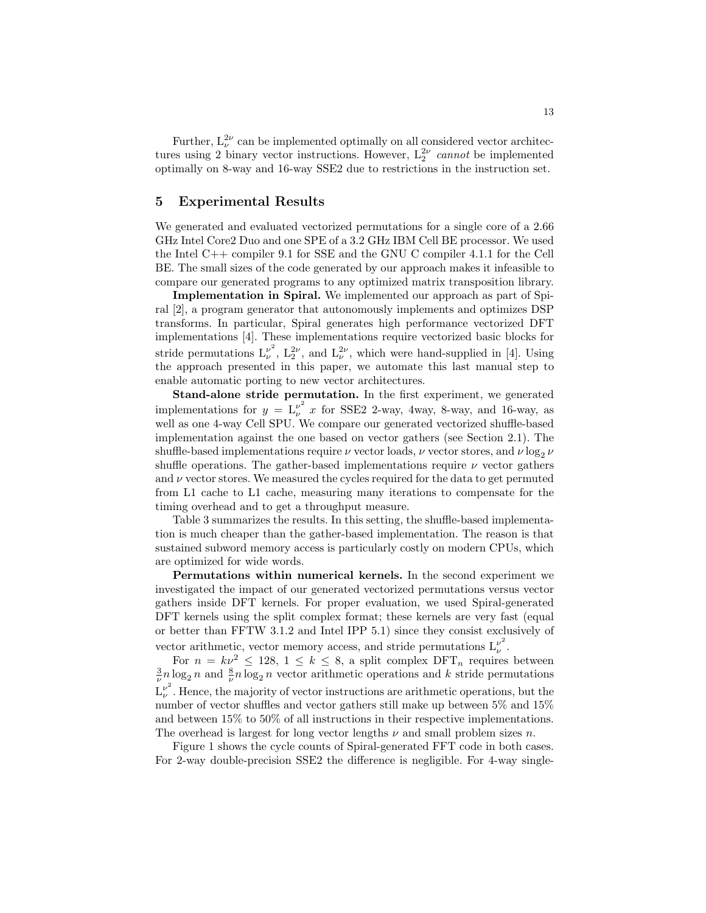Further, $\mathrm{L}_{\nu}^{2\nu}$ can be implemented optimally on all considered vector architectures using 2 binary vector instructions. However, $\mathrm{L}_{2}^{2\nu}$ *cannot* be implemented optimally on 8-way and 16-way SSE2 due to restrictions in the instruction set.

## 5 Experimental Results

We generated and evaluated vectorized permutations for a single core of a 2.66 GHz Intel Core2 Duo and one SPE of a 3.2 GHz IBM Cell BE processor. We used the Intel C++ compiler 9.1 for SSE and the GNU C compiler 4.1.1 for the Cell BE. The small sizes of the code generated by our approach makes it infeasible to compare our generated programs to any optimized matrix transposition library.

**Implementation in Spiral.** We implemented our approach as part of Spiral [2], a program generator that autonomously implements and optimizes DSP transforms. In particular, Spiral generates high performance vectorized DFT implementations [4]. These implementations require vectorized basic blocks for stride permutations $\mathrm{L}_{\nu}^{\nu^2}$, $\mathrm{L}_{2}^{2\nu}$, and $\mathrm{L}_{\nu}^{2\nu}$, which were hand-supplied in [4]. Using the approach presented in this paper, we automate this last manual step to enable automatic porting to new vector architectures.

**Stand-alone stride permutation.** In the first experiment, we generated implementations for $y = \mathrm{L}_{\nu}^{\nu^2} x$ for SSE2 2-way, 4way, 8-way, and 16-way, as well as one 4-way Cell SPU. We compare our generated vectorized shuffle-based implementation against the one based on vector gathers (see Section 2.1). The shuffle-based implementations require $\nu$ vector loads, $\nu$ vector stores, and $\nu \log_2 \nu$ shuffle operations. The gather-based implementations require $\nu$ vector gathers and $\nu$ vector stores. We measured the cycles required for the data to get permuted from L1 cache to L1 cache, measuring many iterations to compensate for the timing overhead and to get a throughput measure.

Table 3 summarizes the results. In this setting, the shuffle-based implementation is much cheaper than the gather-based implementation. The reason is that sustained subword memory access is particularly costly on modern CPUs, which are optimized for wide words.

**Permutations within numerical kernels.** In the second experiment we investigated the impact of our generated vectorized permutations versus vector gathers inside DFT kernels. For proper evaluation, we used Spiral-generated DFT kernels using the split complex format; these kernels are very fast (equal or better than FFTW 3.1.2 and Intel IPP 5.1) since they consist exclusively of vector arithmetic, vector memory access, and stride permutations $\mathrm{L}_{\nu}^{\nu^2}$.

For $n = k\nu^2 \leq 128$, $1 \leq k \leq 8$, a split complex $\mathrm{DFT}_n$ requires between $\frac{3}{\nu} n \log_2 n$ and $\frac{8}{\nu} n \log_2 n$ vector arithmetic operations and $k$ stride permutations $\mathrm{L}_{\nu}^{\nu^2}$. Hence, the majority of vector instructions are arithmetic operations, but the number of vector shuffles and vector gathers still make up between 5% and 15% and between 15% to 50% of all instructions in their respective implementations. The overhead is largest for long vector lengths $\nu$ and small problem sizes $n$.

Figure 1 shows the cycle counts of Spiral-generated FFT code in both cases. For 2-way double-precision SSE2 the difference is negligible. For 4-way single-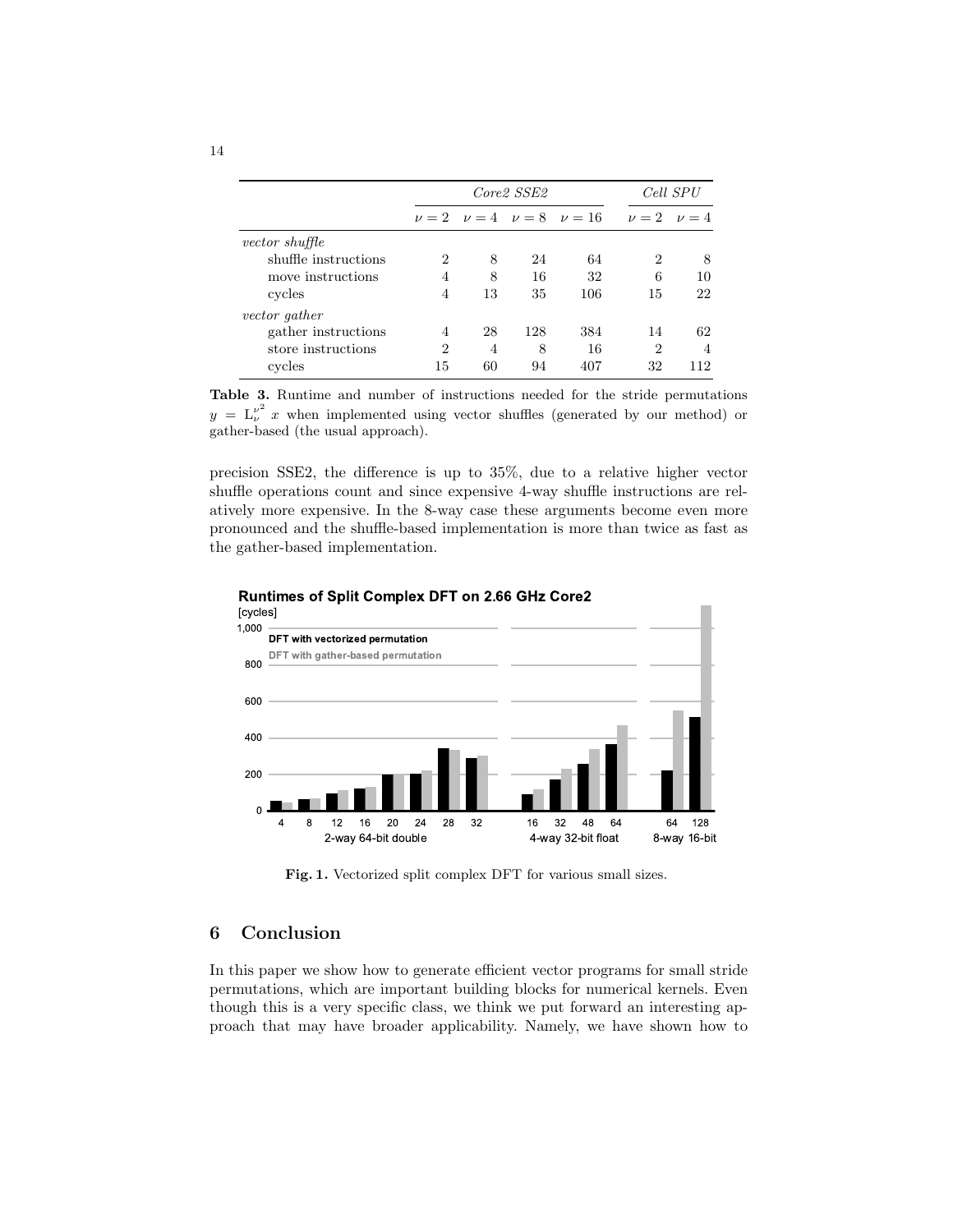| | *Core2 SSE2* | | | | *Cell SPU* | |
|---|---|---|---|---|---|---|
| | $\nu = 2$ | $\nu = 4$ | $\nu = 8$ | $\nu = 16$ | $\nu = 2$ | $\nu = 4$ |
| *vector shuffle* | | | | | | |
| shuffle instructions | 2 | 8 | 24 | 64 | 2 | 8 |
| move instructions | 4 | 8 | 16 | 32 | 6 | 10 |
| cycles | 4 | 13 | 35 | 106 | 15 | 22 |
| *vector gather* | | | | | | |
| gather instructions | 4 | 28 | 128 | 384 | 14 | 62 |
| store instructions | 2 | 4 | 8 | 16 | 2 | 4 |
| cycles | 15 | 60 | 94 | 407 | 32 | 112 |

**Table 3.** Runtime and number of instructions needed for the stride permutations $y = \mathrm{L}_{\nu}^{\nu^2} x$ when implemented using vector shuffles (generated by our method) or gather-based (the usual approach).

precision SSE2, the difference is up to 35%, due to a relative higher vector shuffle operations count and since expensive 4-way shuffle instructions are relatively more expensive. In the 8-way case these arguments become even more pronounced and the shuffle-based implementation is more than twice as fast as the gather-based implementation.

**Fig. 1.** Vectorized split complex DFT for various small sizes.

## 6 Conclusion

In this paper we show how to generate efficient vector programs for small stride permutations, which are important building blocks for numerical kernels. Even though this is a very specific class, we think we put forward an interesting approach that may have broader applicability. Namely, we have shown how to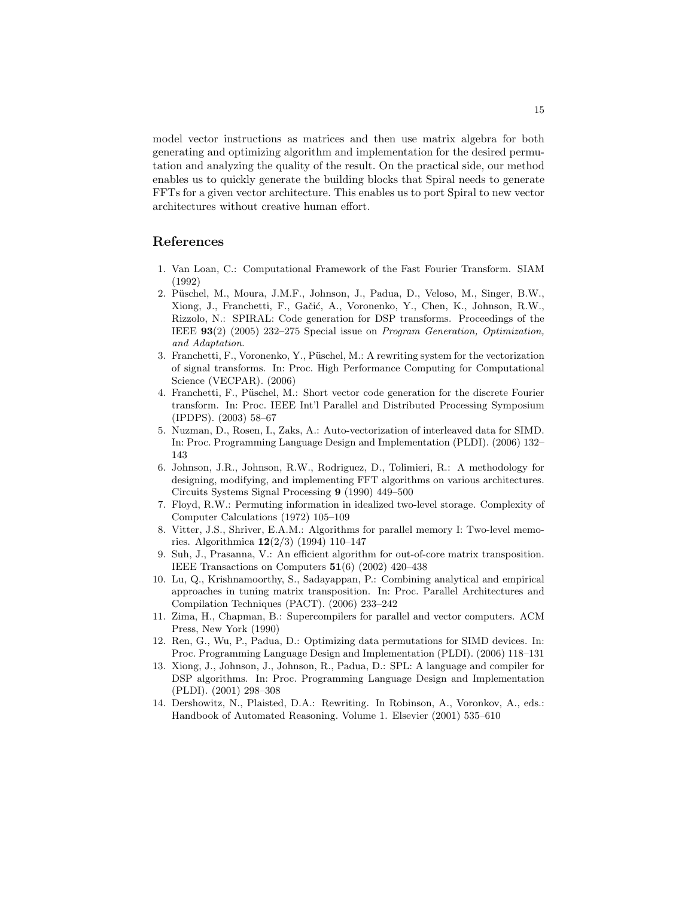model vector instructions as matrices and then use matrix algebra for both generating and optimizing algorithm and implementation for the desired permutation and analyzing the quality of the result. On the practical side, our method enables us to quickly generate the building blocks that Spiral needs to generate FFTs for a given vector architecture. This enables us to port Spiral to new vector architectures without creative human effort.

## References

1. Van Loan, C.: Computational Framework of the Fast Fourier Transform. SIAM (1992)
2. Püschel, M., Moura, J.M.F., Johnson, J., Padua, D., Veloso, M., Singer, B.W., Xiong, J., Franchetti, F., Gačić, A., Voronenko, Y., Chen, K., Johnson, R.W., Rizzolo, N.: SPIRAL: Code generation for DSP transforms. Proceedings of the IEEE **93**(2) (2005) 232–275 Special issue on *Program Generation, Optimization, and Adaptation*.
3. Franchetti, F., Voronenko, Y., Püschel, M.: A rewriting system for the vectorization of signal transforms. In: Proc. High Performance Computing for Computational Science (VECPAR). (2006)
4. Franchetti, F., Püschel, M.: Short vector code generation for the discrete Fourier transform. In: Proc. IEEE Int'l Parallel and Distributed Processing Symposium (IPDPS). (2003) 58–67
5. Nuzman, D., Rosen, I., Zaks, A.: Auto-vectorization of interleaved data for SIMD. In: Proc. Programming Language Design and Implementation (PLDI). (2006) 132–143
6. Johnson, J.R., Johnson, R.W., Rodriguez, D., Tolimieri, R.: A methodology for designing, modifying, and implementing FFT algorithms on various architectures. Circuits Systems Signal Processing **9** (1990) 449–500
7. Floyd, R.W.: Permuting information in idealized two-level storage. Complexity of Computer Calculations (1972) 105–109
8. Vitter, J.S., Shriver, E.A.M.: Algorithms for parallel memory I: Two-level memories. Algorithmica **12**(2/3) (1994) 110–147
9. Suh, J., Prasanna, V.: An efficient algorithm for out-of-core matrix transposition. IEEE Transactions on Computers **51**(6) (2002) 420–438
10. Lu, Q., Krishnamoorthy, S., Sadayappan, P.: Combining analytical and empirical approaches in tuning matrix transposition. In: Proc. Parallel Architectures and Compilation Techniques (PACT). (2006) 233–242
11. Zima, H., Chapman, B.: Supercompilers for parallel and vector computers. ACM Press, New York (1990)
12. Ren, G., Wu, P., Padua, D.: Optimizing data permutations for SIMD devices. In: Proc. Programming Language Design and Implementation (PLDI). (2006) 118–131
13. Xiong, J., Johnson, J., Johnson, R., Padua, D.: SPL: A language and compiler for DSP algorithms. In: Proc. Programming Language Design and Implementation (PLDI). (2001) 298–308
14. Dershowitz, N., Plaisted, D.A.: Rewriting. In Robinson, A., Voronkov, A., eds.: Handbook of Automated Reasoning. Volume 1. Elsevier (2001) 535–610